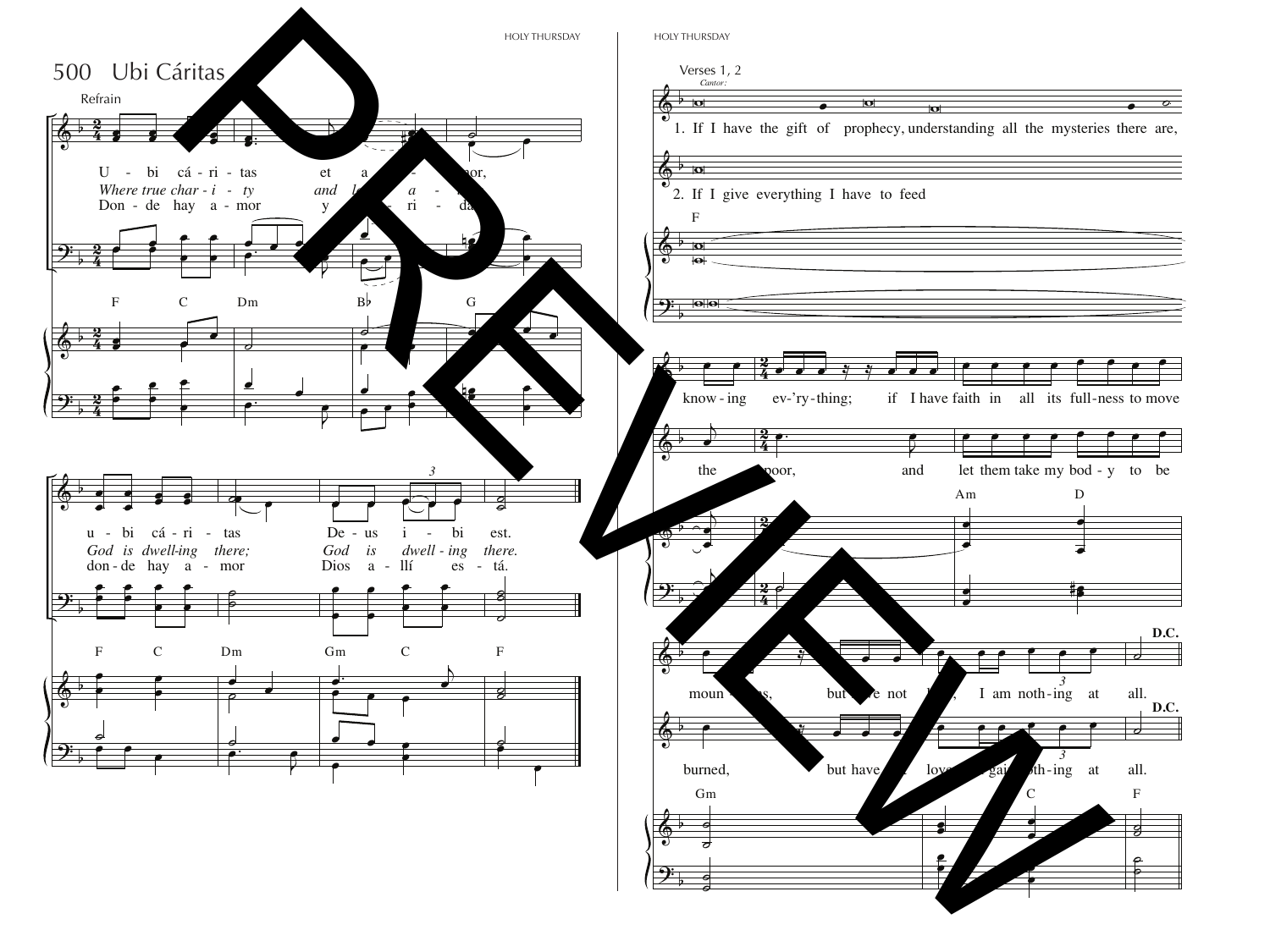# 500 Ubi Cáritas

Refrain

U - bi cá - ri - tas et a - mor,
*Where true char - i - ty and love a - bide,*
Don - de hay a - mor y ca - ri - dad,

F C Dm B♭ G

u - bi cá - ri - tas De - us i - bi est.
*God is dwell-ing there; God is dwell - ing there.*
don - de hay a - mor Dios a - llí es - tá.

F C Dm Gm C F

Verses 1, 2

*Cantor:*

1. If I have the gift of prophecy, understanding all the mysteries there are, know - ing ev-'ry-thing; if I have faith in all its full-ness to move moun - tains, but have not love, I am noth-ing at all.

2. If I give everything I have to feed the poor, and let them take my bod - y to be burned, but have not love, I gain noth-ing at all.

F Am D Gm C F

**D.C.**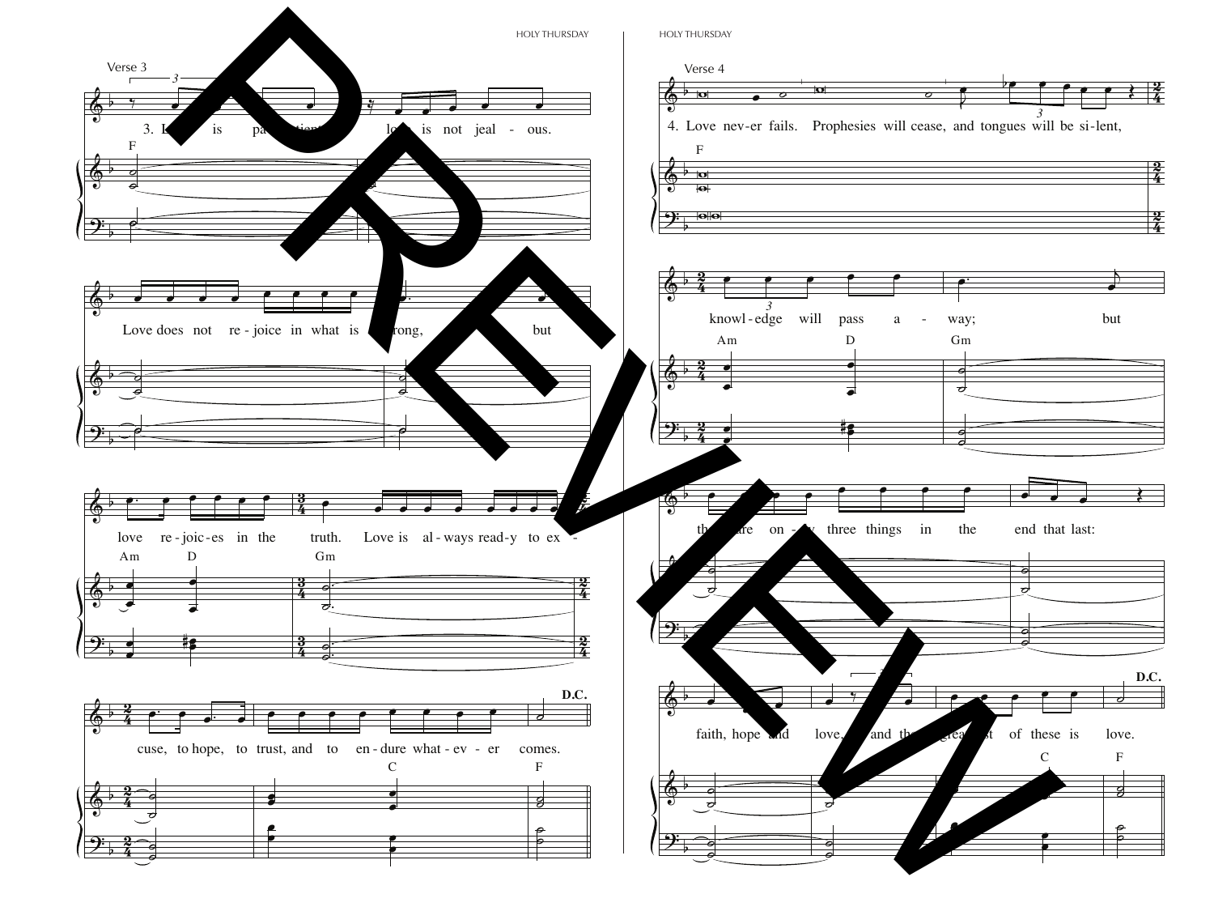Verse 3

3. Love is patient; love is not jeal - ous.

F

Love does not re - joice in what is wrong, but

love re - joic - es in the truth. Love is al - ways read - y to ex -

Am D Gm

cuse, to hope, to trust, and to en - dure what - ev - er comes.

C F

**D.C.**

Verse 4

4. Love nev - er fails. Prophesies will cease, and tongues will be si - lent,

F

knowl - edge will pass a - way; but

Am D Gm

there are on - ly three things in the end that last:

faith, hope and love, and the greatest of these is love.

C F

**D.C.**